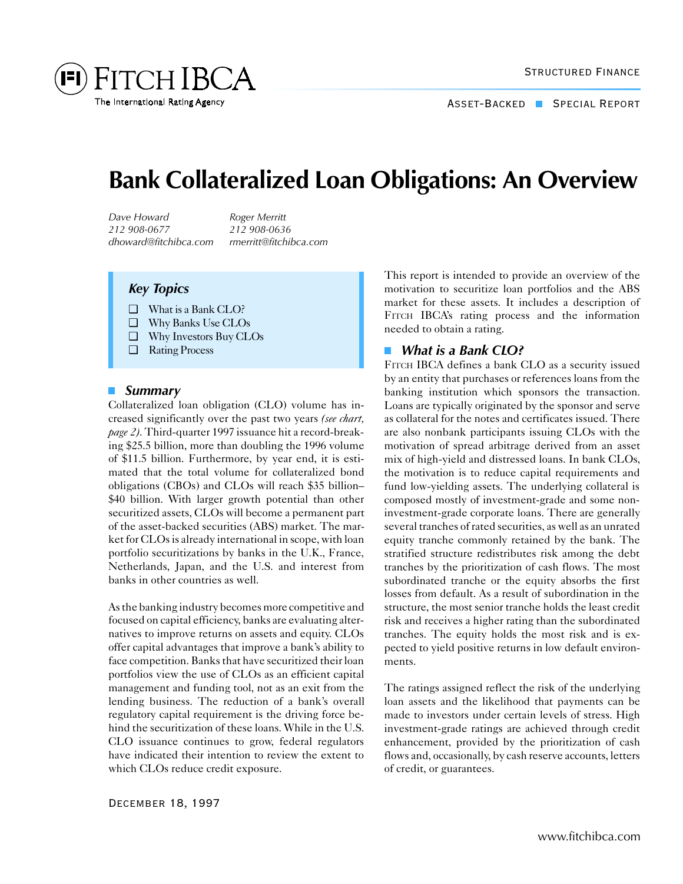# Bank Collateralized Loan Obligations: An Overview

*Dave Howard*
*212 908-0677*
*dhoward@fitchibca.com*

*Roger Merritt*
*212 908-0636*
*rmerritt@fitchibca.com*

> ***Key Topics***
>
> - What is a Bank CLO?
> - Why Banks Use CLOs
> - Why Investors Buy CLOs
> - Rating Process

## *Summary*

Collateralized loan obligation (CLO) volume has increased significantly over the past two years *(see chart, page 2)*. Third-quarter 1997 issuance hit a record-breaking \$25.5 billion, more than doubling the 1996 volume of \$11.5 billion. Furthermore, by year end, it is estimated that the total volume for collateralized bond obligations (CBOs) and CLOs will reach \$35 billion–\$40 billion. With larger growth potential than other securitized assets, CLOs will become a permanent part of the asset-backed securities (ABS) market. The market for CLOs is already international in scope, with loan portfolio securitizations by banks in the U.K., France, Netherlands, Japan, and the U.S. and interest from banks in other countries as well.

As the banking industry becomes more competitive and focused on capital efficiency, banks are evaluating alternatives to improve returns on assets and equity. CLOs offer capital advantages that improve a bank's ability to face competition. Banks that have securitized their loan portfolios view the use of CLOs as an efficient capital management and funding tool, not as an exit from the lending business. The reduction of a bank's overall regulatory capital requirement is the driving force behind the securitization of these loans. While in the U.S. CLO issuance continues to grow, federal regulators have indicated their intention to review the extent to which CLOs reduce credit exposure.

This report is intended to provide an overview of the motivation to securitize loan portfolios and the ABS market for these assets. It includes a description of FITCH IBCA's rating process and the information needed to obtain a rating.

## *What is a Bank CLO?*

FITCH IBCA defines a bank CLO as a security issued by an entity that purchases or references loans from the banking institution which sponsors the transaction. Loans are typically originated by the sponsor and serve as collateral for the notes and certificates issued. There are also nonbank participants issuing CLOs with the motivation of spread arbitrage derived from an asset mix of high-yield and distressed loans. In bank CLOs, the motivation is to reduce capital requirements and fund low-yielding assets. The underlying collateral is composed mostly of investment-grade and some non-investment-grade corporate loans. There are generally several tranches of rated securities, as well as an unrated equity tranche commonly retained by the bank. The stratified structure redistributes risk among the debt tranches by the prioritization of cash flows. The most subordinated tranche or the equity absorbs the first losses from default. As a result of subordination in the structure, the most senior tranche holds the least credit risk and receives a higher rating than the subordinated tranches. The equity holds the most risk and is expected to yield positive returns in low default environments.

The ratings assigned reflect the risk of the underlying loan assets and the likelihood that payments can be made to investors under certain levels of stress. High investment-grade ratings are achieved through credit enhancement, provided by the prioritization of cash flows and, occasionally, by cash reserve accounts, letters of credit, or guarantees.

DECEMBER 18, 1997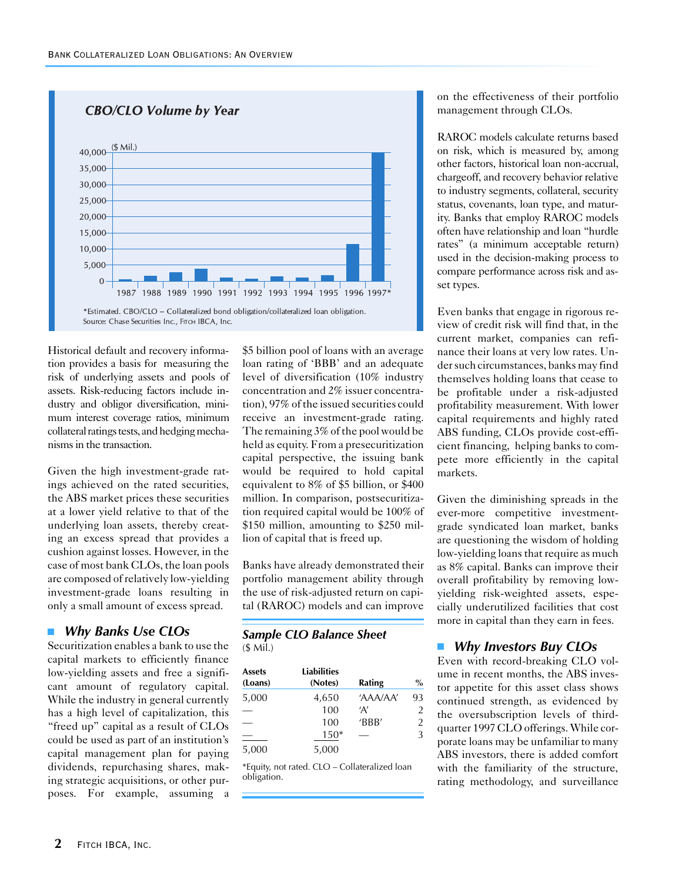## CBO/CLO Volume by Year

($ Mil.)

| Year | Volume |
|---|---|
| 1987 | |
| 1988 | |
| 1989 | |
| 1990 | |
| 1991 | |
| 1992 | |
| 1993 | |
| 1994 | |
| 1995 | |
| 1996 | |
| 1997* | |

*Estimated. CBO/CLO – Collateralized bond obligation/collateralized loan obligation.
Source: Chase Securities Inc., Fitch IBCA, Inc.

Historical default and recovery information provides a basis for measuring the risk of underlying assets and pools of assets. Risk-reducing factors include industry and obligor diversification, minimum interest coverage ratios, minimum collateral ratings tests, and hedging mechanisms in the transaction.

Given the high investment-grade ratings achieved on the rated securities, the ABS market prices these securities at a lower yield relative to that of the underlying loan assets, thereby creating an excess spread that provides a cushion against losses. However, in the case of most bank CLOs, the loan pools are composed of relatively low-yielding investment-grade loans resulting in only a small amount of excess spread.

### Why Banks Use CLOs

Securitization enables a bank to use the capital markets to efficiently finance low-yielding assets and free a significant amount of regulatory capital. While the industry in general currently has a high level of capitalization, this "freed up" capital as a result of CLOs could be used as part of an institution's capital management plan for paying dividends, repurchasing shares, making strategic acquisitions, or other purposes. For example, assuming a $5 billion pool of loans with an average loan rating of 'BBB' and an adequate level of diversification (10% industry concentration and 2% issuer concentration), 97% of the issued securities could receive an investment-grade rating. The remaining 3% of the pool would be held as equity. From a presecuritization capital perspective, the issuing bank would be required to hold capital equivalent to 8% of $5 billion, or $400 million. In comparison, postsecuritization required capital would be 100% of $150 million, amounting to $250 million of capital that is freed up.

Banks have already demonstrated their portfolio management ability through the use of risk-adjusted return on capital (RAROC) models and can improve on the effectiveness of their portfolio management through CLOs.

**Sample CLO Balance Sheet**
($ Mil.)

| Assets (Loans) | Liabilities (Notes) | Rating | % |
|---|---|---|---|
| 5,000 | 4,650 | 'AAA/AA' | 93 |
| — | 100 | 'A' | 2 |
| — | 100 | 'BBB' | 2 |
| — | 150* | — | 3 |
| 5,000 | 5,000 | | |

*Equity, not rated. CLO – Collateralized loan obligation.

RAROC models calculate returns based on risk, which is measured by, among other factors, historical loan non-accrual, chargeoff, and recovery behavior relative to industry segments, collateral, security status, covenants, loan type, and maturity. Banks that employ RAROC models often have relationship and loan "hurdle rates" (a minimum acceptable return) used in the decision-making process to compare performance across risk and asset types.

Even banks that engage in rigorous review of credit risk will find that, in the current market, companies can refinance their loans at very low rates. Under such circumstances, banks may find themselves holding loans that cease to be profitable under a risk-adjusted profitability measurement. With lower capital requirements and highly rated ABS funding, CLOs provide cost-efficient financing, helping banks to compete more efficiently in the capital markets.

Given the diminishing spreads in the ever-more competitive investment-grade syndicated loan market, banks are questioning the wisdom of holding low-yielding loans that require as much as 8% capital. Banks can improve their overall profitability by removing low-yielding risk-weighted assets, especially underutilized facilities that cost more in capital than they earn in fees.

### Why Investors Buy CLOs

Even with record-breaking CLO volume in recent months, the ABS investor appetite for this asset class shows continued strength, as evidenced by the oversubscription levels of third-quarter 1997 CLO offerings. While corporate loans may be unfamiliar to many ABS investors, there is added comfort with the familiarity of the structure, rating methodology, and surveillance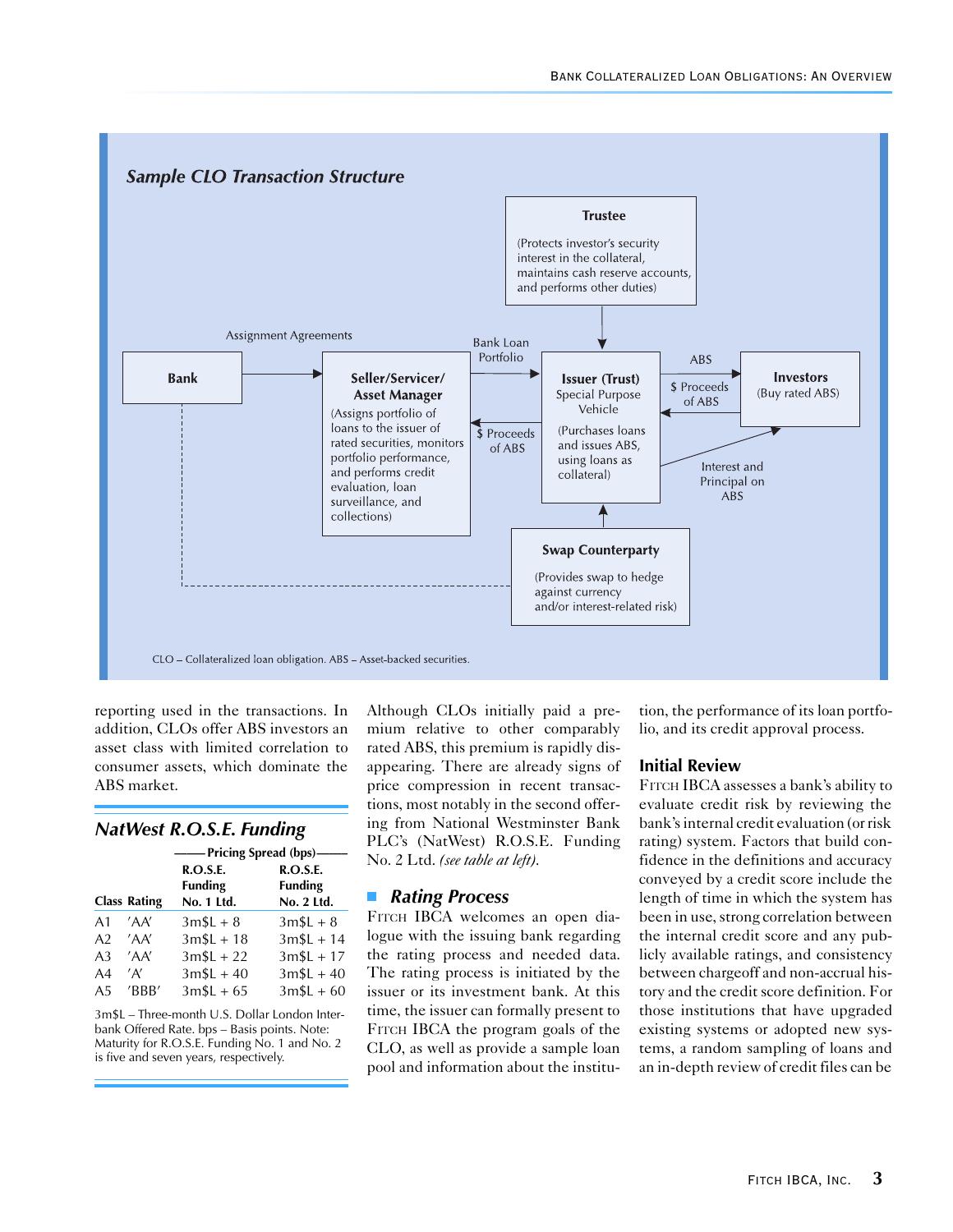## Sample CLO Transaction Structure

Trustee
(Protects investor's security interest in the collateral, maintains cash reserve accounts, and performs other duties)

Bank — Assignment Agreements → Seller/Servicer/Asset Manager

Seller/Servicer/Asset Manager
(Assigns portfolio of loans to the issuer of rated securities, monitors portfolio performance, and performs credit evaluation, loan surveillance, and collections)

Bank Loan Portfolio → Issuer (Trust)
$ Proceeds of ABS ← Issuer (Trust)

Issuer (Trust)
Special Purpose Vehicle
(Purchases loans and issues ABS, using loans as collateral)

ABS → Investors
$ Proceeds of ABS ← Investors
Interest and Principal on ABS → Investors

Investors
(Buy rated ABS)

Swap Counterparty
(Provides swap to hedge against currency and/or interest-related risk)

CLO – Collateralized loan obligation. ABS – Asset-backed securities.

reporting used in the transactions. In addition, CLOs offer ABS investors an asset class with limited correlation to consumer assets, which dominate the ABS market.

### NatWest R.O.S.E. Funding

| | | Pricing Spread (bps) | |
|---|---|---|---|
| Class | Rating | R.O.S.E. Funding No. 1 Ltd. | R.O.S.E. Funding No. 2 Ltd. |
| A1 | 'AA' | 3m$L + 8 | 3m$L + 8 |
| A2 | 'AA' | 3m$L + 18 | 3m$L + 14 |
| A3 | 'AA' | 3m$L + 22 | 3m$L + 17 |
| A4 | 'A' | 3m$L + 40 | 3m$L + 40 |
| A5 | 'BBB' | 3m$L + 65 | 3m$L + 60 |

3m$L – Three-month U.S. Dollar London Interbank Offered Rate. bps – Basis points. Note: Maturity for R.O.S.E. Funding No. 1 and No. 2 is five and seven years, respectively.

Although CLOs initially paid a premium relative to other comparably rated ABS, this premium is rapidly disappearing. There are already signs of price compression in recent transactions, most notably in the second offering from National Westminster Bank PLC's (NatWest) R.O.S.E. Funding No. 2 Ltd. *(see table at left)*.

## Rating Process

Fitch IBCA welcomes an open dialogue with the issuing bank regarding the rating process and needed data. The rating process is initiated by the issuer or its investment bank. At this time, the issuer can formally present to Fitch IBCA the program goals of the CLO, as well as provide a sample loan pool and information about the institution, the performance of its loan portfolio, and its credit approval process.

### Initial Review

Fitch IBCA assesses a bank's ability to evaluate credit risk by reviewing the bank's internal credit evaluation (or risk rating) system. Factors that build confidence in the definitions and accuracy conveyed by a credit score include the length of time in which the system has been in use, strong correlation between the internal credit score and any publicly available ratings, and consistency between chargeoff and non-accrual history and the credit score definition. For those institutions that have upgraded existing systems or adopted new systems, a random sampling of loans and an in-depth review of credit files can be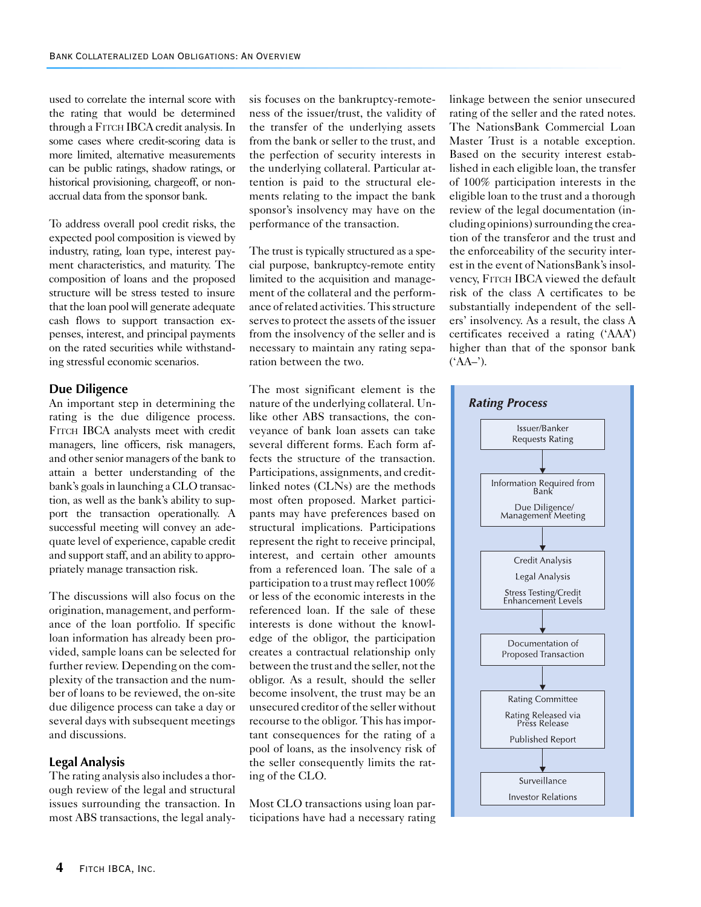used to correlate the internal score with the rating that would be determined through a FITCH IBCA credit analysis. In some cases where credit-scoring data is more limited, alternative measurements can be public ratings, shadow ratings, or historical provisioning, chargeoff, or non-accrual data from the sponsor bank.

To address overall pool credit risks, the expected pool composition is viewed by industry, rating, loan type, interest payment characteristics, and maturity. The composition of loans and the proposed structure will be stress tested to insure that the loan pool will generate adequate cash flows to support transaction expenses, interest, and principal payments on the rated securities while withstanding stressful economic scenarios.

## Due Diligence

An important step in determining the rating is the due diligence process. FITCH IBCA analysts meet with credit managers, line officers, risk managers, and other senior managers of the bank to attain a better understanding of the bank's goals in launching a CLO transaction, as well as the bank's ability to support the transaction operationally. A successful meeting will convey an adequate level of experience, capable credit and support staff, and an ability to appropriately manage transaction risk.

The discussions will also focus on the origination, management, and performance of the loan portfolio. If specific loan information has already been provided, sample loans can be selected for further review. Depending on the complexity of the transaction and the number of loans to be reviewed, the on-site due diligence process can take a day or several days with subsequent meetings and discussions.

## Legal Analysis

The rating analysis also includes a thorough review of the legal and structural issues surrounding the transaction. In most ABS transactions, the legal analysis focuses on the bankruptcy-remoteness of the issuer/trust, the validity of the transfer of the underlying assets from the bank or seller to the trust, and the perfection of security interests in the underlying collateral. Particular attention is paid to the structural elements relating to the impact the bank sponsor's insolvency may have on the performance of the transaction.

The trust is typically structured as a special purpose, bankruptcy-remote entity limited to the acquisition and management of the collateral and the performance of related activities. This structure serves to protect the assets of the issuer from the insolvency of the seller and is necessary to maintain any rating separation between the two.

The most significant element is the nature of the underlying collateral. Unlike other ABS transactions, the conveyance of bank loan assets can take several different forms. Each form affects the structure of the transaction. Participations, assignments, and credit-linked notes (CLNs) are the methods most often proposed. Market participants may have preferences based on structural implications. Participations represent the right to receive principal, interest, and certain other amounts from a referenced loan. The sale of a participation to a trust may reflect 100% or less of the economic interests in the referenced loan. If the sale of these interests is done without the knowledge of the obligor, the participation creates a contractual relationship only between the trust and the seller, not the obligor. As a result, should the seller become insolvent, the trust may be an unsecured creditor of the seller without recourse to the obligor. This has important consequences for the rating of a pool of loans, as the insolvency risk of the seller consequently limits the rating of the CLO.

Most CLO transactions using loan participations have had a necessary rating linkage between the senior unsecured rating of the seller and the rated notes. The NationsBank Commercial Loan Master Trust is a notable exception. Based on the security interest established in each eligible loan, the transfer of 100% participation interests in the eligible loan to the trust and a thorough review of the legal documentation (including opinions) surrounding the creation of the transferor and the trust and the enforceability of the security interest in the event of NationsBank's insolvency, FITCH IBCA viewed the default risk of the class A certificates to be substantially independent of the sellers' insolvency. As a result, the class A certificates received a rating ('AAA') higher than that of the sponsor bank ('AA–').

### *Rating Process*

1. Issuer/Banker Requests Rating
2. Information Required from Bank; Due Diligence/ Management Meeting
3. Credit Analysis; Legal Analysis; Stress Testing/Credit Enhancement Levels
4. Documentation of Proposed Transaction
5. Rating Committee; Rating Released via Press Release; Published Report
6. Surveillance; Investor Relations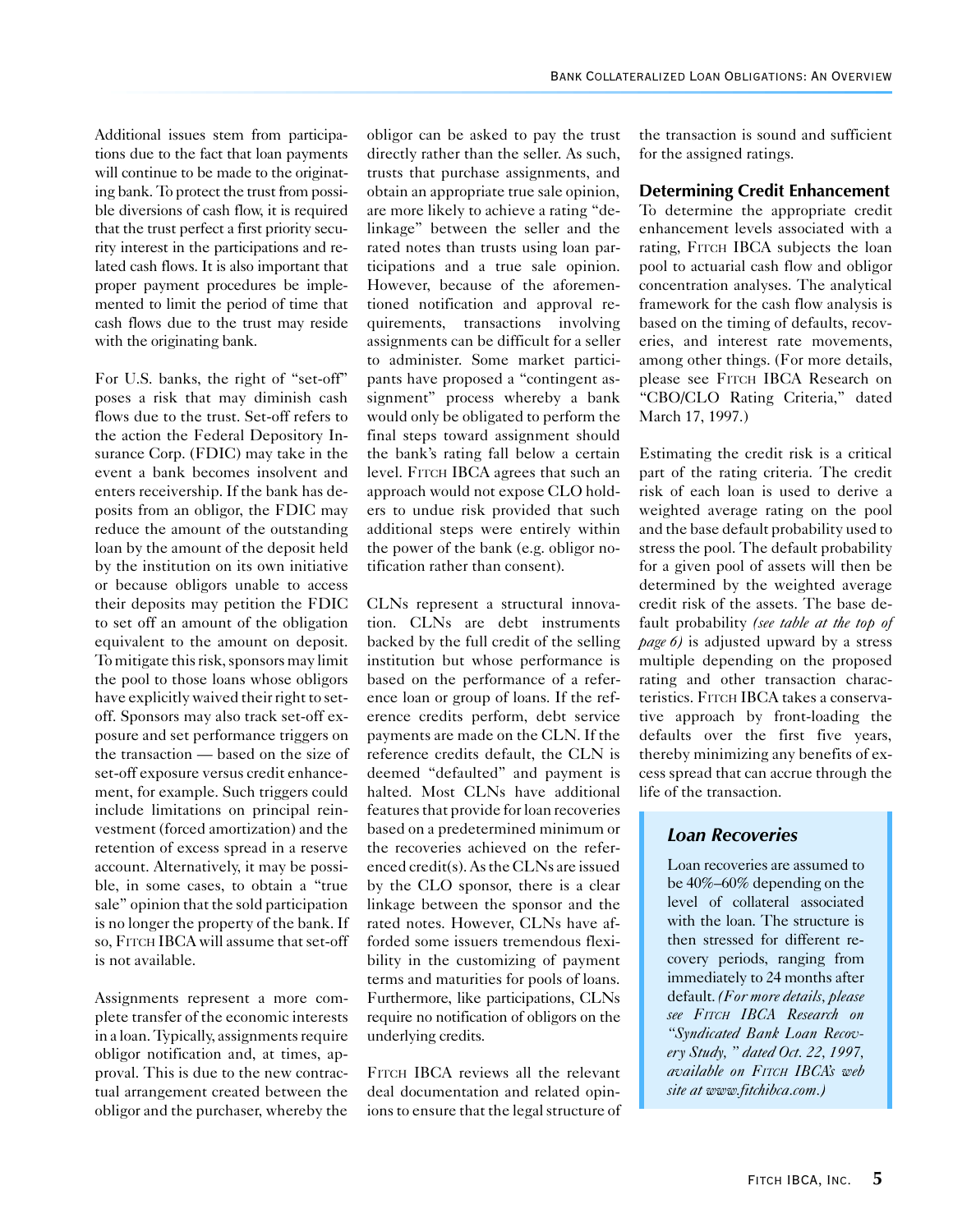Additional issues stem from participations due to the fact that loan payments will continue to be made to the originating bank. To protect the trust from possible diversions of cash flow, it is required that the trust perfect a first priority security interest in the participations and related cash flows. It is also important that proper payment procedures be implemented to limit the period of time that cash flows due to the trust may reside with the originating bank.

For U.S. banks, the right of "set-off" poses a risk that may diminish cash flows due to the trust. Set-off refers to the action the Federal Deposit Insurance Corp. (FDIC) may take in the event a bank becomes insolvent and enters receivership. If the bank has deposits from an obligor, the FDIC may reduce the amount of the outstanding loan by the amount of the deposit held by the institution on its own initiative or because obligors unable to access their deposits may petition the FDIC to set off an amount of the obligation equivalent to the amount on deposit. To mitigate this risk, sponsors may limit the pool to those loans whose obligors have explicitly waived their right to set-off. Sponsors may also track set-off exposure and set performance triggers on the transaction — based on the size of set-off exposure versus credit enhancement, for example. Such triggers could include limitations on principal reinvestment (forced amortization) and the retention of excess spread in a reserve account. Alternatively, it may be possible, in some cases, to obtain a "true sale" opinion that the sold participation is no longer the property of the bank. If so, Fitch IBCA will assume that set-off is not available.

Assignments represent a more complete transfer of the economic interests in a loan. Typically, assignments require obligor notification and, at times, approval. This is due to the new contractual arrangement created between the obligor and the purchaser, whereby the obligor can be asked to pay the trust directly rather than the seller. As such, trusts that purchase assignments, and obtain an appropriate true sale opinion, are more likely to achieve a rating "de-linkage" between the seller and the rated notes than trusts using loan participations and a true sale opinion. However, because of the aforementioned notification and approval requirements, transactions involving assignments can be difficult for a seller to administer. Some market participants have proposed a "contingent assignment" process whereby a bank would only be obligated to perform the final steps toward assignment should the bank's rating fall below a certain level. Fitch IBCA agrees that such an approach would not expose CLO holders to undue risk provided that such additional steps were entirely within the power of the bank (e.g. obligor notification rather than consent).

CLNs represent a structural innovation. CLNs are debt instruments backed by the full credit of the selling institution but whose performance is based on the performance of a reference loan or group of loans. If the reference credits perform, debt service payments are made on the CLN. If the reference credits default, the CLN is deemed "defaulted" and payment is halted. Most CLNs have additional features that provide for loan recoveries based on a predetermined minimum or the recoveries achieved on the referenced credit(s). As the CLNs are issued by the CLO sponsor, there is a clear linkage between the sponsor and the rated notes. However, CLNs have afforded some issuers tremendous flexibility in the customizing of payment terms and maturities for pools of loans. Furthermore, like participations, CLNs require no notification of obligors on the underlying credits.

Fitch IBCA reviews all the relevant deal documentation and related opinions to ensure that the legal structure of the transaction is sound and sufficient for the assigned ratings.

## Determining Credit Enhancement

To determine the appropriate credit enhancement levels associated with a rating, Fitch IBCA subjects the loan pool to actuarial cash flow and obligor concentration analyses. The analytical framework for the cash flow analysis is based on the timing of defaults, recoveries, and interest rate movements, among other things. (For more details, please see Fitch IBCA Research on "CBO/CLO Rating Criteria," dated March 17, 1997.)

Estimating the credit risk is a critical part of the rating criteria. The credit risk of each loan is used to derive a weighted average rating on the pool and the base default probability used to stress the pool. The default probability for a given pool of assets will then be determined by the weighted average credit risk of the assets. The base default probability *(see table at the top of page 6)* is adjusted upward by a stress multiple depending on the proposed rating and other transaction characteristics. Fitch IBCA takes a conservative approach by front-loading the defaults over the first five years, thereby minimizing any benefits of excess spread that can accrue through the life of the transaction.

### *Loan Recoveries*

Loan recoveries are assumed to be 40%–60% depending on the level of collateral associated with the loan. The structure is then stressed for different recovery periods, ranging from immediately to 24 months after default. *(For more details, please see Fitch IBCA Research on "Syndicated Bank Loan Recovery Study," dated Oct. 22, 1997, available on Fitch IBCA's web site at www.fitchibca.com.)*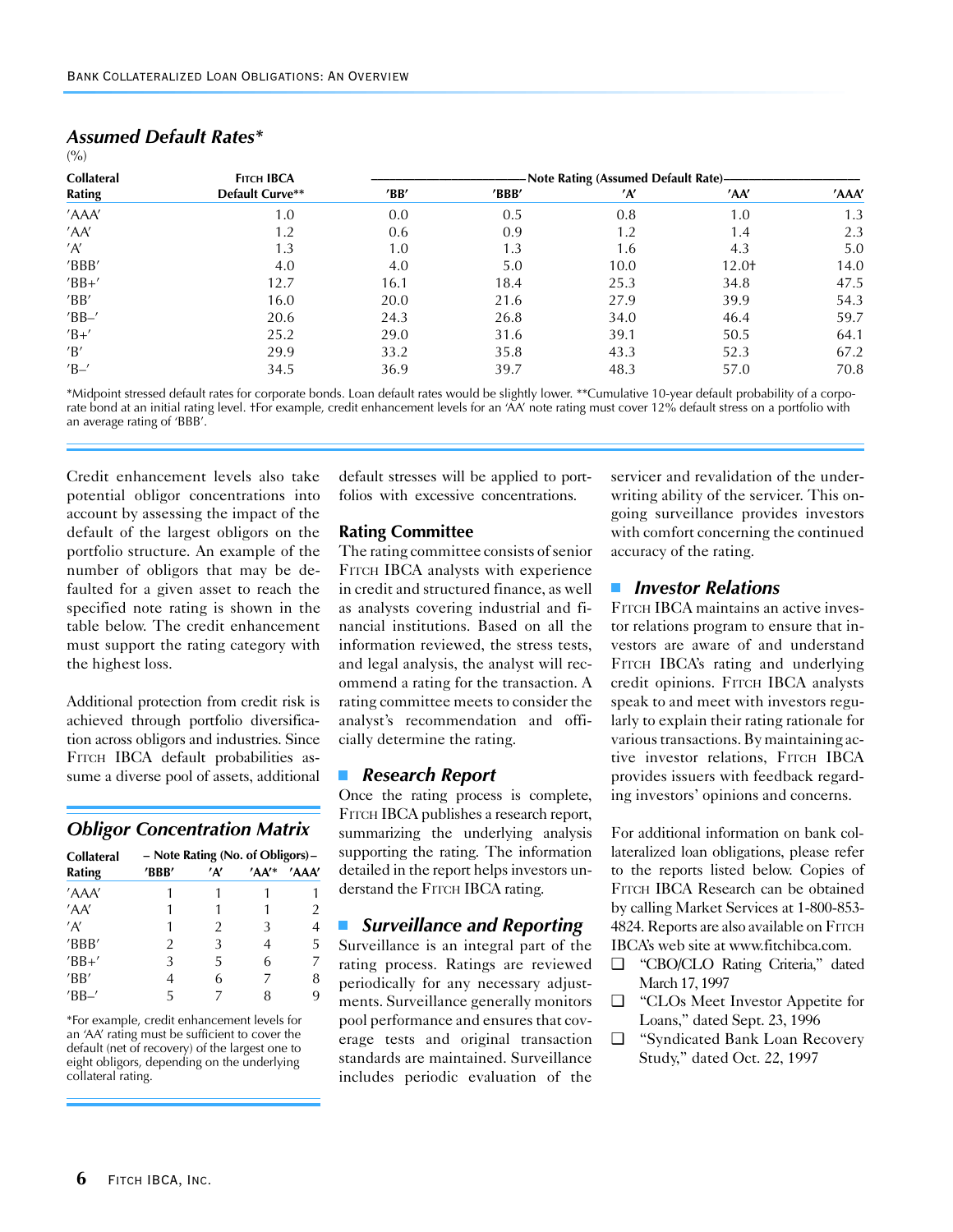## *Assumed Default Rates**

(%)

| Collateral Rating | Fitch IBCA Default Curve** | Note Rating (Assumed Default Rate) | | | | |
|---|---|---|---|---|---|---|
| | | 'BB' | 'BBB' | 'A' | 'AA' | 'AAA' |
| 'AAA' | 1.0 | 0.0 | 0.5 | 0.8 | 1.0 | 1.3 |
| 'AA' | 1.2 | 0.6 | 0.9 | 1.2 | 1.4 | 2.3 |
| 'A' | 1.3 | 1.0 | 1.3 | 1.6 | 4.3 | 5.0 |
| 'BBB' | 4.0 | 4.0 | 5.0 | 10.0 | 12.0† | 14.0 |
| 'BB+' | 12.7 | 16.1 | 18.4 | 25.3 | 34.8 | 47.5 |
| 'BB' | 16.0 | 20.0 | 21.6 | 27.9 | 39.9 | 54.3 |
| 'BB–' | 20.6 | 24.3 | 26.8 | 34.0 | 46.4 | 59.7 |
| 'B+' | 25.2 | 29.0 | 31.6 | 39.1 | 50.5 | 64.1 |
| 'B' | 29.9 | 33.2 | 35.8 | 43.3 | 52.3 | 67.2 |
| 'B–' | 34.5 | 36.9 | 39.7 | 48.3 | 57.0 | 70.8 |

*Midpoint stressed default rates for corporate bonds. Loan default rates would be slightly lower. **Cumulative 10-year default probability of a corporate bond at an initial rating level. †For example, credit enhancement levels for an 'AA' note rating must cover 12% default stress on a portfolio with an average rating of 'BBB'.

Credit enhancement levels also take potential obligor concentrations into account by assessing the impact of the default of the largest obligors on the portfolio structure. An example of the number of obligors that may be defaulted for a given asset to reach the specified note rating is shown in the table below. The credit enhancement must support the rating category with the highest loss.

Additional protection from credit risk is achieved through portfolio diversification across obligors and industries. Since Fitch IBCA default probabilities assume a diverse pool of assets, additional default stresses will be applied to portfolios with excessive concentrations.

## *Obligor Concentration Matrix*

| Collateral Rating | Note Rating (No. of Obligors) | | | |
|---|---|---|---|---|
| | 'BBB' | 'A' | 'AA'* | 'AAA' |
| 'AAA' | 1 | 1 | 1 | 1 |
| 'AA' | 1 | 1 | 1 | 2 |
| 'A' | 1 | 2 | 3 | 4 |
| 'BBB' | 2 | 3 | 4 | 5 |
| 'BB+' | 3 | 5 | 6 | 7 |
| 'BB' | 4 | 6 | 7 | 8 |
| 'BB–' | 5 | 7 | 8 | 9 |

*For example, credit enhancement levels for an 'AA' rating must be sufficient to cover the default (net of recovery) of the largest one to eight obligors, depending on the underlying collateral rating.

### Rating Committee

The rating committee consists of senior Fitch IBCA analysts with experience in credit and structured finance, as well as analysts covering industrial and financial institutions. Based on all the information reviewed, the stress tests, and legal analysis, the analyst will recommend a rating for the transaction. A rating committee meets to consider the analyst's recommendation and officially determine the rating.

## *Research Report*

Once the rating process is complete, Fitch IBCA publishes a research report, summarizing the underlying analysis supporting the rating. The information detailed in the report helps investors understand the Fitch IBCA rating.

## *Surveillance and Reporting*

Surveillance is an integral part of the rating process. Ratings are reviewed periodically for any necessary adjustments. Surveillance generally monitors pool performance and ensures that coverage tests and original transaction standards are maintained. Surveillance includes periodic evaluation of the servicer and revalidation of the underwriting ability of the servicer. This ongoing surveillance provides investors with comfort concerning the continued accuracy of the rating.

## *Investor Relations*

Fitch IBCA maintains an active investor relations program to ensure that investors are aware of and understand Fitch IBCA's rating and underlying credit opinions. Fitch IBCA analysts speak to and meet with investors regularly to explain their rating rationale for various transactions. By maintaining active investor relations, Fitch IBCA provides issuers with feedback regarding investors' opinions and concerns.

For additional information on bank collateralized loan obligations, please refer to the reports listed below. Copies of Fitch IBCA Research can be obtained by calling Market Services at 1-800-853-4824. Reports are also available on Fitch IBCA's web site at www.fitchibca.com.

- "CBO/CLO Rating Criteria," dated March 17, 1997
- "CLOs Meet Investor Appetite for Loans," dated Sept. 23, 1996
- "Syndicated Bank Loan Recovery Study," dated Oct. 22, 1997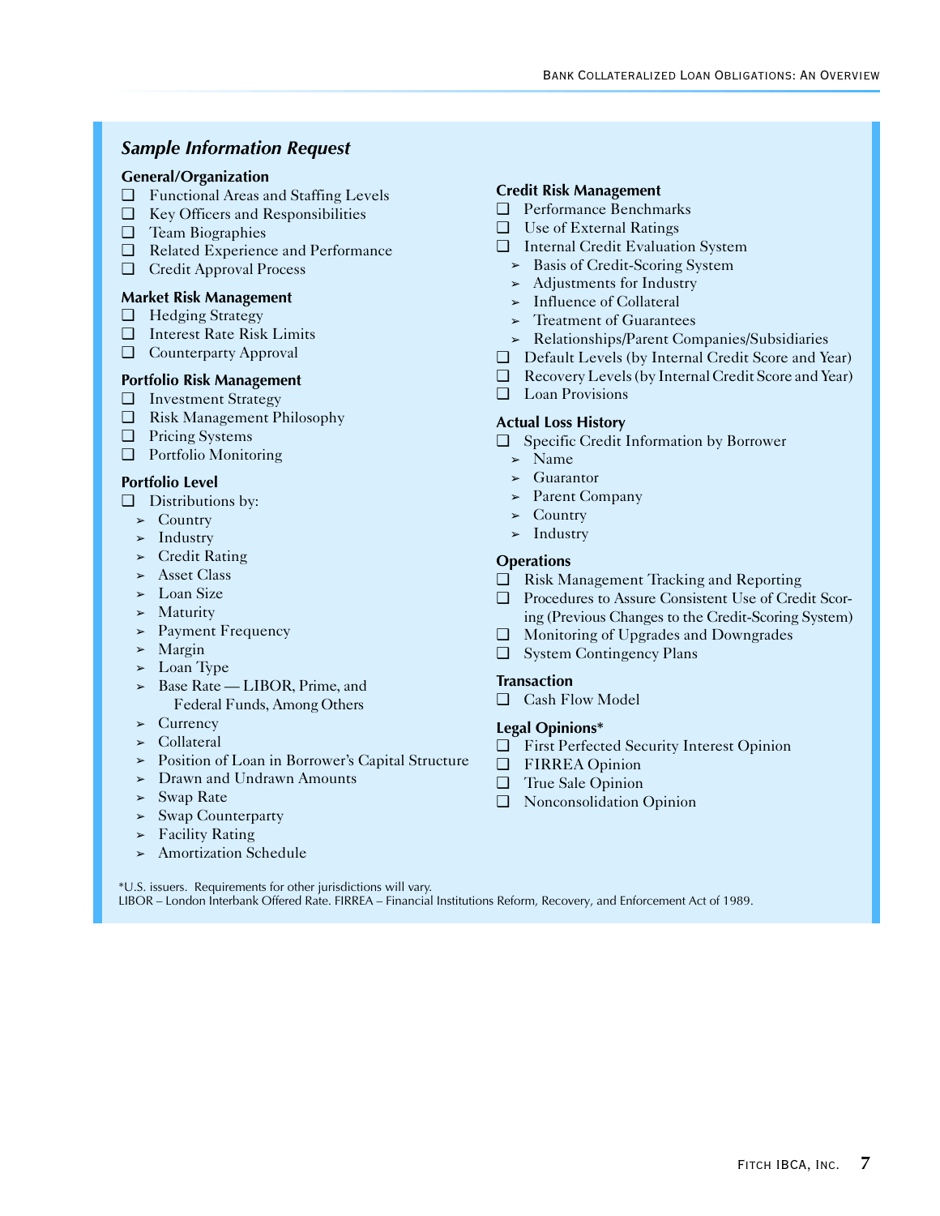## *Sample Information Request*

### General/Organization

- ❑ Functional Areas and Staffing Levels
- ❑ Key Officers and Responsibilities
- ❑ Team Biographies
- ❑ Related Experience and Performance
- ❑ Credit Approval Process

### Market Risk Management

- ❑ Hedging Strategy
- ❑ Interest Rate Risk Limits
- ❑ Counterparty Approval

### Portfolio Risk Management

- ❑ Investment Strategy
- ❑ Risk Management Philosophy
- ❑ Pricing Systems
- ❑ Portfolio Monitoring

### Portfolio Level

- ❑ Distributions by:
  - ➢ Country
  - ➢ Industry
  - ➢ Credit Rating
  - ➢ Asset Class
  - ➢ Loan Size
  - ➢ Maturity
  - ➢ Payment Frequency
  - ➢ Margin
  - ➢ Loan Type
  - ➢ Base Rate — LIBOR, Prime, and Federal Funds, Among Others
  - ➢ Currency
  - ➢ Collateral
  - ➢ Position of Loan in Borrower's Capital Structure
  - ➢ Drawn and Undrawn Amounts
  - ➢ Swap Rate
  - ➢ Swap Counterparty
  - ➢ Facility Rating
  - ➢ Amortization Schedule

### Credit Risk Management

- ❑ Performance Benchmarks
- ❑ Use of External Ratings
- ❑ Internal Credit Evaluation System
  - ➢ Basis of Credit-Scoring System
  - ➢ Adjustments for Industry
  - ➢ Influence of Collateral
  - ➢ Treatment of Guarantees
  - ➢ Relationships/Parent Companies/Subsidiaries
- ❑ Default Levels (by Internal Credit Score and Year)
- ❑ Recovery Levels (by Internal Credit Score and Year)
- ❑ Loan Provisions

### Actual Loss History

- ❑ Specific Credit Information by Borrower
  - ➢ Name
  - ➢ Guarantor
  - ➢ Parent Company
  - ➢ Country
  - ➢ Industry

### Operations

- ❑ Risk Management Tracking and Reporting
- ❑ Procedures to Assure Consistent Use of Credit Scoring (Previous Changes to the Credit-Scoring System)
- ❑ Monitoring of Upgrades and Downgrades
- ❑ System Contingency Plans

### Transaction

- ❑ Cash Flow Model

### Legal Opinions*

- ❑ First Perfected Security Interest Opinion
- ❑ FIRREA Opinion
- ❑ True Sale Opinion
- ❑ Nonconsolidation Opinion

*U.S. issuers. Requirements for other jurisdictions will vary.
LIBOR – London Interbank Offered Rate. FIRREA – Financial Institutions Reform, Recovery, and Enforcement Act of 1989.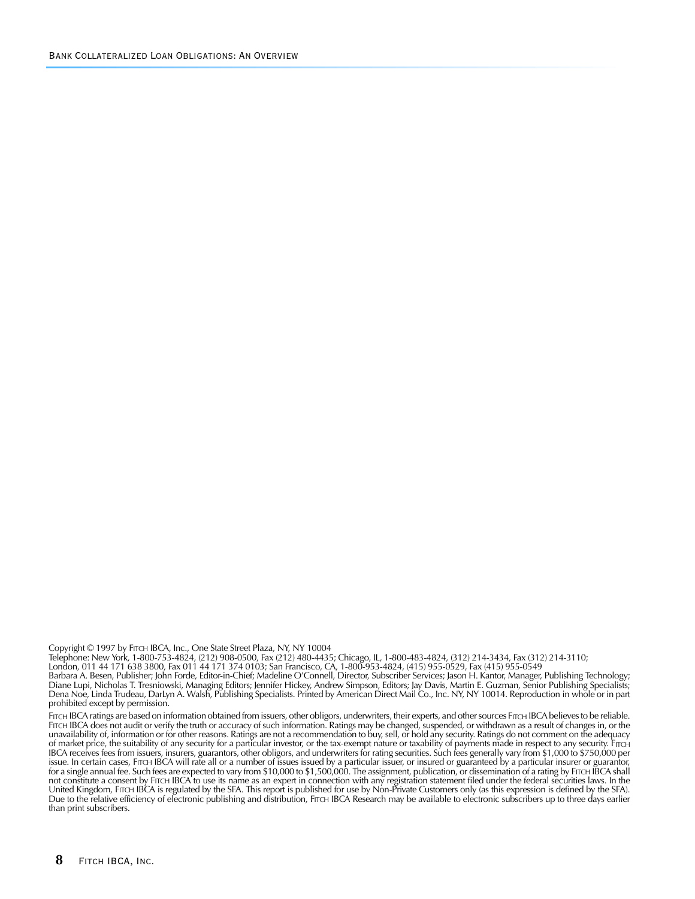Copyright © 1997 by FITCH IBCA, Inc., One State Street Plaza, NY, NY 10004
Telephone: New York, 1-800-753-4824, (212) 908-0500, Fax (212) 480-4435; Chicago, IL, 1-800-483-4824, (312) 214-3434, Fax (312) 214-3110;
London, 011 44 171 638 3800, Fax 011 44 171 374 0103; San Francisco, CA, 1-800-953-4824, (415) 955-0529, Fax (415) 955-0549
Barbara A. Besen, Publisher; John Forde, Editor-in-Chief; Madeline O'Connell, Director, Subscriber Services; Jason H. Kantor, Manager, Publishing Technology; Diane Lupi, Nicholas T. Tresniowski, Managing Editors; Jennifer Hickey, Andrew Simpson, Editors; Jay Davis, Martin E. Guzman, Senior Publishing Specialists; Dena Noe, Linda Trudeau, DarLyn A. Walsh, Publishing Specialists. Printed by American Direct Mail Co., Inc. NY, NY 10014. Reproduction in whole or in part prohibited except by permission.

FITCH IBCA ratings are based on information obtained from issuers, other obligors, underwriters, their experts, and other sources FITCH IBCA believes to be reliable. FITCH IBCA does not audit or verify the truth or accuracy of such information. Ratings may be changed, suspended, or withdrawn as a result of changes in, or the unavailability of, information or for other reasons. Ratings are not a recommendation to buy, sell, or hold any security. Ratings do not comment on the adequacy of market price, the suitability of any security for a particular investor, or the tax-exempt nature or taxability of payments made in respect to any security. FITCH IBCA receives fees from issuers, insurers, guarantors, other obligors, and underwriters for rating securities. Such fees generally vary from $1,000 to $750,000 per issue. In certain cases, FITCH IBCA will rate all or a number of issues issued by a particular issuer, or insured or guaranteed by a particular insurer or guarantor, for a single annual fee. Such fees are expected to vary from $10,000 to $1,500,000. The assignment, publication, or dissemination of a rating by FITCH IBCA shall not constitute a consent by FITCH IBCA to use its name as an expert in connection with any registration statement filed under the federal securities laws. In the United Kingdom, FITCH IBCA is regulated by the SFA. This report is published for use by Non-Private Customers only (as this expression is defined by the SFA). Due to the relative efficiency of electronic publishing and distribution, FITCH IBCA Research may be available to electronic subscribers up to three days earlier than print subscribers.